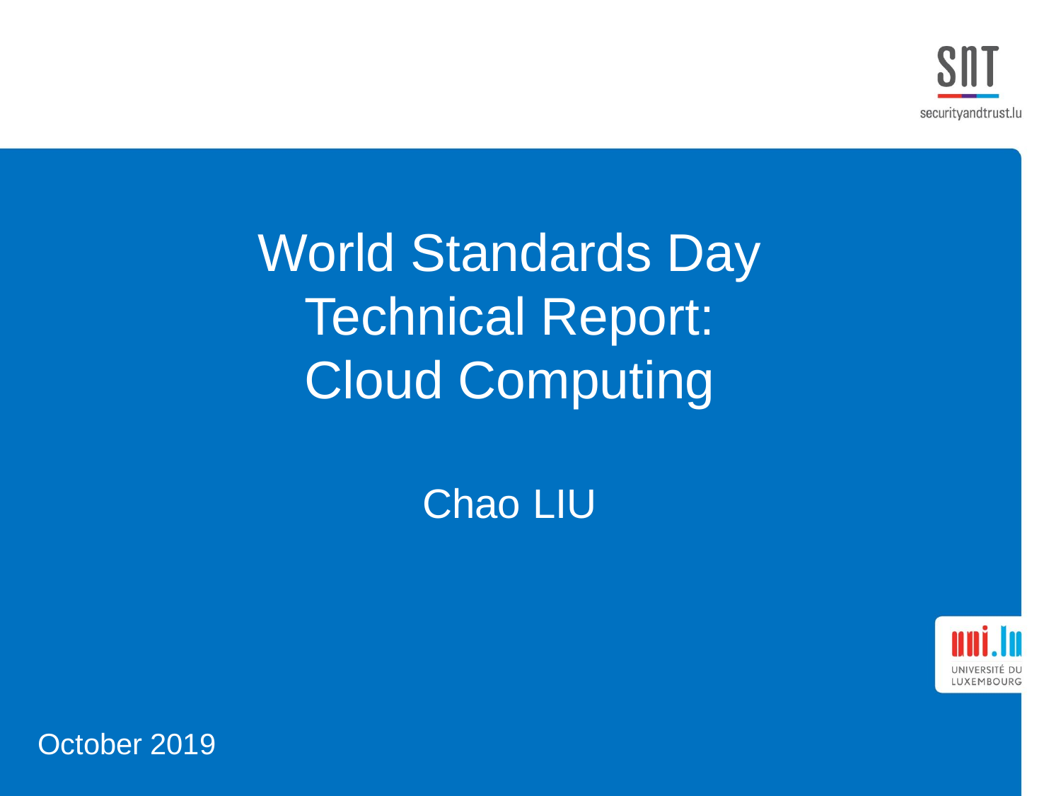# World Standards Day Technical Report: Cloud Computing

Chao LIU

October 2019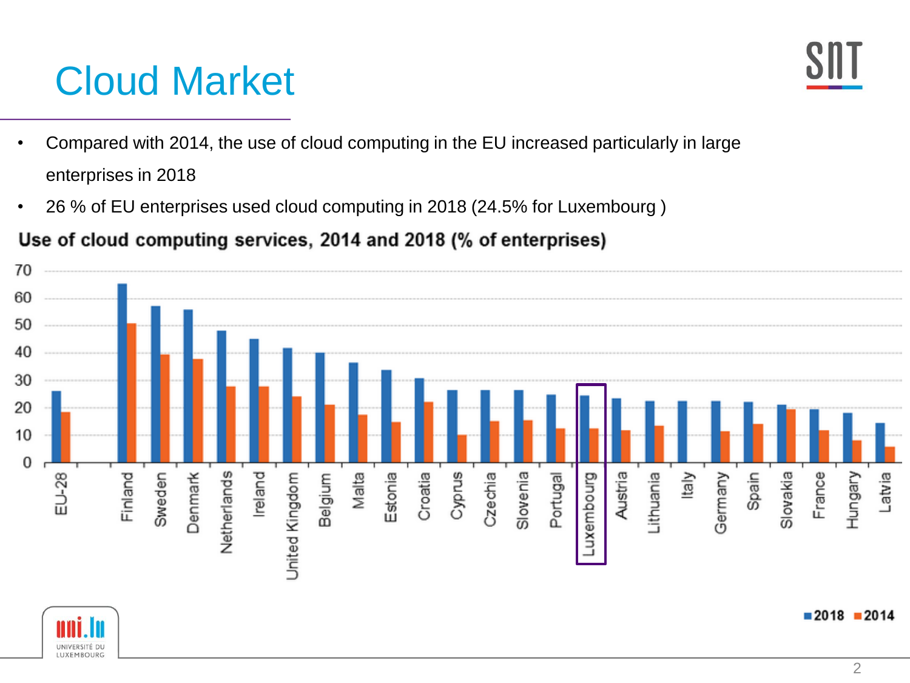# Cloud Market

- Compared with 2014, the use of cloud computing in the EU increased particularly in large enterprises in 2018
- 26 % of EU enterprises used cloud computing in 2018 (24.5% for Luxembourg )

**Use of cloud computing services, 2014 and 2018 (% of enterprises)**

70
60
50
40
30
20
10
0

EU-28, Finland, Sweden, Denmark, Netherlands, Ireland, United Kingdom, Belgium, Malta, Estonia, Croatia, Cyprus, Czechia, Slovenia, Portugal, Luxembourg, Austria, Lithuania, Italy, Germany, Spain, Slovakia, France, Hungary, Latvia

■ 2018 ■ 2014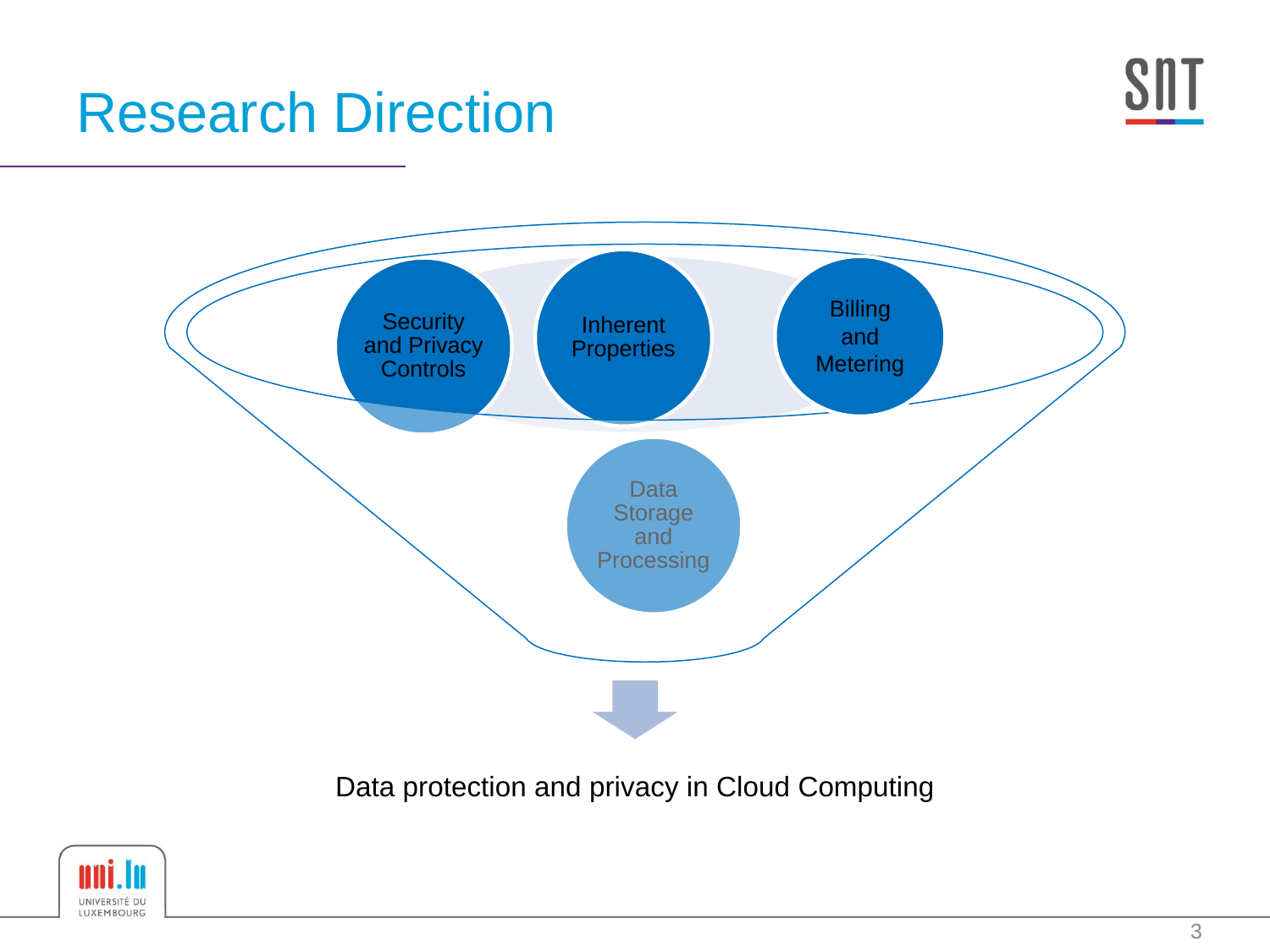# Research Direction

- Security and Privacy Controls
- Inherent Properties
- Billing and Metering
- Data Storage and Processing

Data protection and privacy in Cloud Computing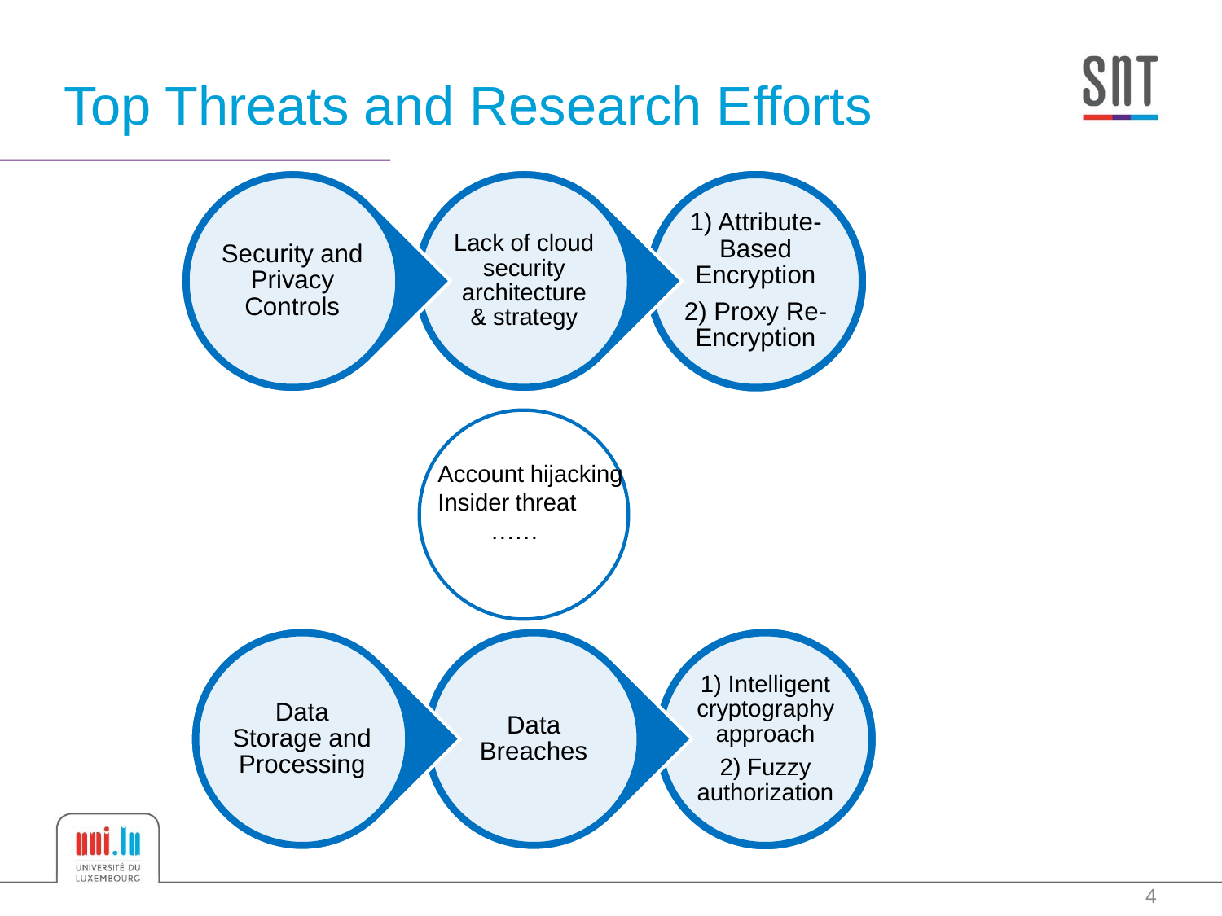# Top Threats and Research Efforts

Security and Privacy Controls → Lack of cloud security architecture & strategy → 1) Attribute-Based Encryption 2) Proxy Re-Encryption

Account hijacking
Insider threat
……

Data Storage and Processing → Data Breaches → 1) Intelligent cryptography approach 2) Fuzzy authorization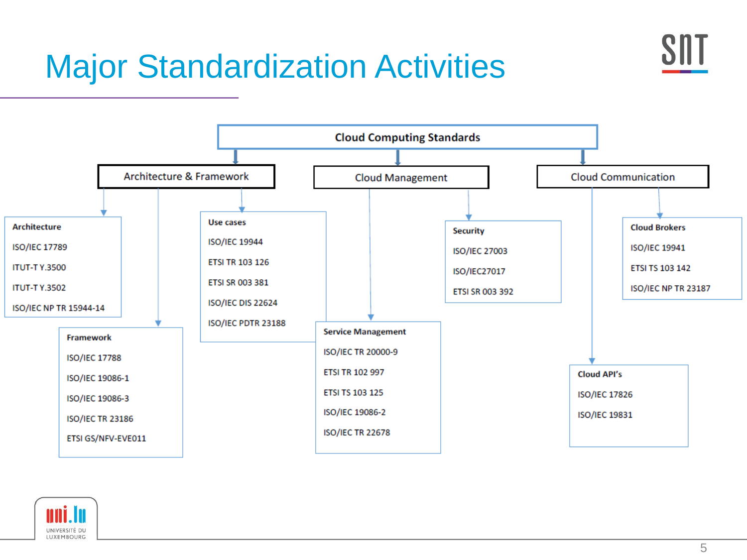# Major Standardization Activities

## Cloud Computing Standards

### Architecture & Framework

**Architecture**
- ISO/IEC 17789
- ITUT-T Y.3500
- ITUT-T Y.3502
- ISO/IEC NP TR 15944-14

**Framework**
- ISO/IEC 17788
- ISO/IEC 19086-1
- ISO/IEC 19086-3
- ISO/IEC TR 23186
- ETSI GS/NFV-EVE011

**Use cases**
- ISO/IEC 19944
- ETSI TR 103 126
- ETSI SR 003 381
- ISO/IEC DIS 22624
- ISO/IEC PDTR 23188

### Cloud Management

**Service Management**
- ISO/IEC TR 20000-9
- ETSI TR 102 997
- ETSI TS 103 125
- ISO/IEC 19086-2
- ISO/IEC TR 22678

**Security**
- ISO/IEC 27003
- ISO/IEC27017
- ETSI SR 003 392

### Cloud Communication

**Cloud API's**
- ISO/IEC 17826
- ISO/IEC 19831

**Cloud Brokers**
- ISO/IEC 19941
- ETSI TS 103 142
- ISO/IEC NP TR 23187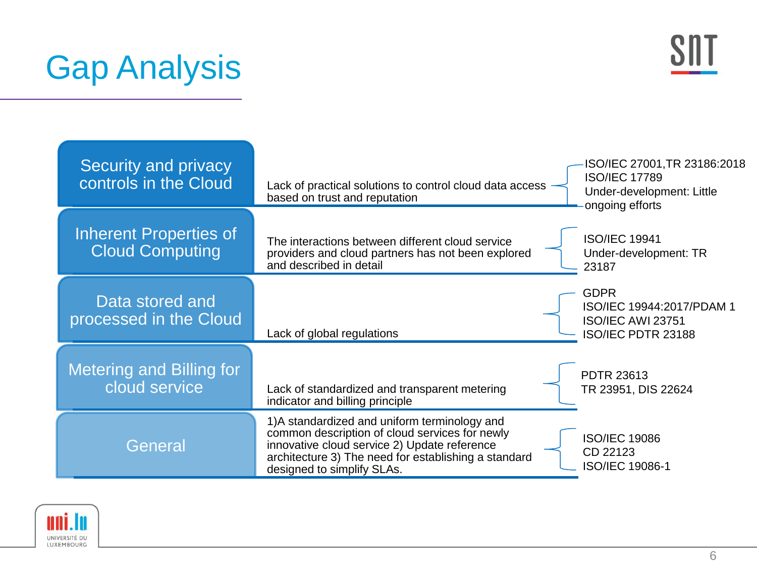# Gap Analysis

| Area | Gap | Related standards |
| --- | --- | --- |
| Security and privacy controls in the Cloud | Lack of practical solutions to control cloud data access based on trust and reputation | ISO/IEC 27001,TR 23186:2018<br>ISO/IEC 17789<br>Under-development: Little ongoing efforts |
| Inherent Properties of Cloud Computing | The interactions between different cloud service providers and cloud partners has not been explored and described in detail | ISO/IEC 19941<br>Under-development: TR 23187 |
| Data stored and processed in the Cloud | Lack of global regulations | GDPR<br>ISO/IEC 19944:2017/PDAM 1<br>ISO/IEC AWI 23751<br>ISO/IEC PDTR 23188 |
| Metering and Billing for cloud service | Lack of standardized and transparent metering indicator and billing principle | PDTR 23613<br>TR 23951, DIS 22624 |
| General | 1)A standardized and uniform terminology and common description of cloud services for newly innovative cloud service 2) Update reference architecture 3) The need for establishing a standard designed to simplify SLAs. | ISO/IEC 19086<br>CD 22123<br>ISO/IEC 19086-1 |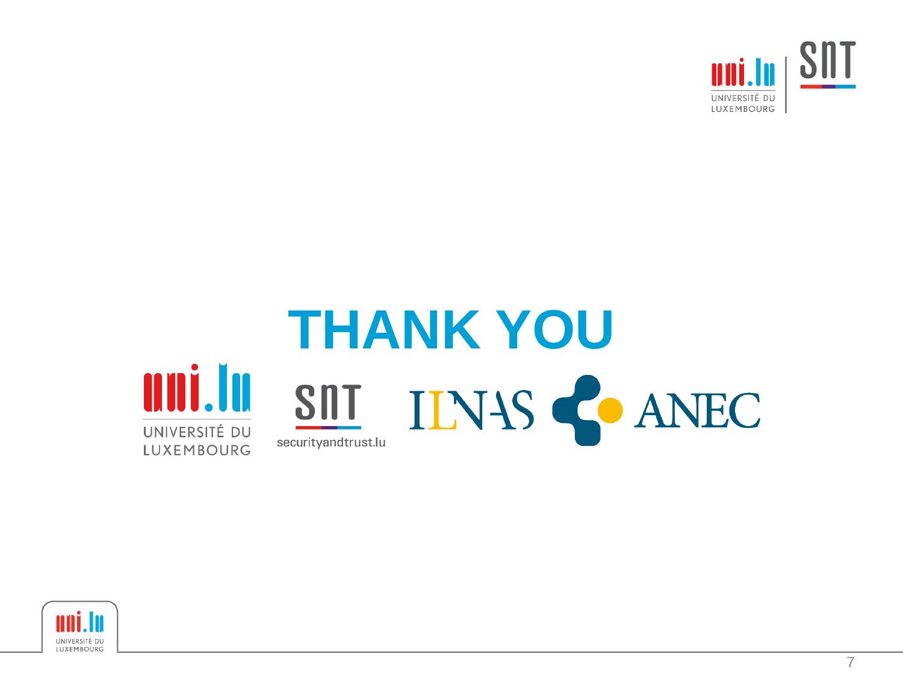# THANK YOU

UNIVERSITÉ DU LUXEMBOURG

securityandtrust.lu

ILNAS ANEC